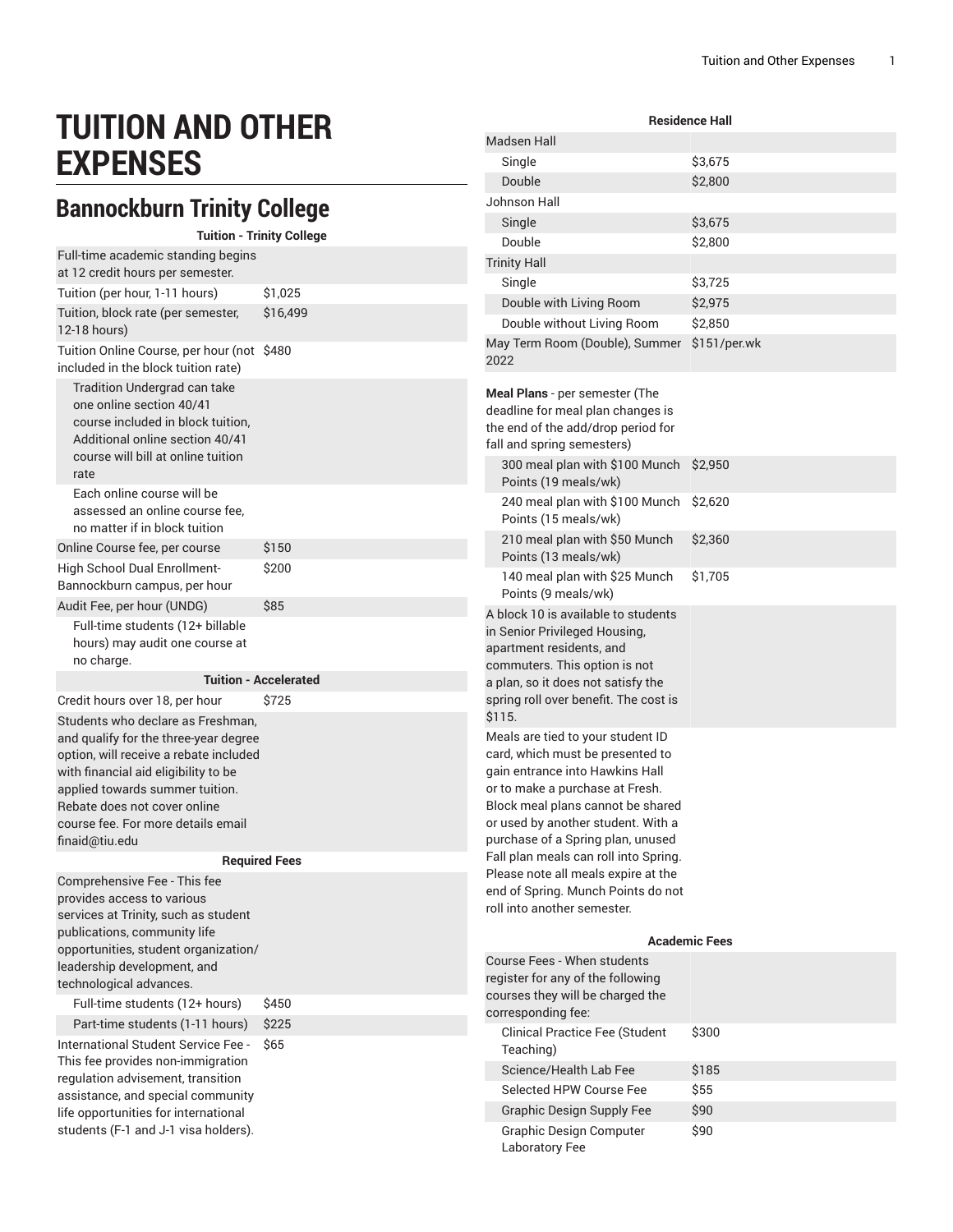# TUITION AND OTHER EXPENSES

## Bannockburn Trinity College

| Tuition - Trinity College | |
|---|---|
| Full-time academic standing begins at 12 credit hours per semester. | |
| Tuition (per hour, 1-11 hours) | $1,025 |
| Tuition, block rate (per semester, 12-18 hours) | $16,499 |
| Tuition Online Course, per hour (not included in the block tuition rate) | $480 |
| Tradition Undergrad can take one online section 40/41 course included in block tuition, Additional online section 40/41 course will bill at online tuition rate | |
| Each online course will be assessed an online course fee, no matter if in block tuition | |
| Online Course fee, per course | $150 |
| High School Dual Enrollment- Bannockburn campus, per hour | $200 |
| Audit Fee, per hour (UNDG) | $85 |
| Full-time students (12+ billable hours) may audit one course at no charge. | |

| Tuition - Accelerated | |
|---|---|
| Credit hours over 18, per hour | $725 |
| Students who declare as Freshman, and qualify for the three-year degree option, will receive a rebate included with financial aid eligibility to be applied towards summer tuition. Rebate does not cover online course fee. For more details email finaid@tiu.edu | |

| Required Fees | |
|---|---|
| Comprehensive Fee - This fee provides access to various services at Trinity, such as student publications, community life opportunities, student organization/leadership development, and technological advances. | |
| Full-time students (12+ hours) | $450 |
| Part-time students (1-11 hours) | $225 |
| International Student Service Fee - This fee provides non-immigration regulation advisement, transition assistance, and special community life opportunities for international students (F-1 and J-1 visa holders). | $65 |

| Residence Hall | |
|---|---|
| Madsen Hall | |
| Single | $3,675 |
| Double | $2,800 |
| Johnson Hall | |
| Single | $3,675 |
| Double | $2,800 |
| Trinity Hall | |
| Single | $3,725 |
| Double with Living Room | $2,975 |
| Double without Living Room | $2,850 |
| May Term Room (Double), Summer 2022 | $151/per.wk |

| | |
|---|---|
| **Meal Plans** - per semester (The deadline for meal plan changes is the end of the add/drop period for fall and spring semesters) | |
| 300 meal plan with $100 Munch Points (19 meals/wk) | $2,950 |
| 240 meal plan with $100 Munch Points (15 meals/wk) | $2,620 |
| 210 meal plan with $50 Munch Points (13 meals/wk) | $2,360 |
| 140 meal plan with $25 Munch Points (9 meals/wk) | $1,705 |
| A block 10 is available to students in Senior Privileged Housing, apartment residents, and commuters. This option is not a plan, so it does not satisfy the spring roll over benefit. The cost is $115. | |
| Meals are tied to your student ID card, which must be presented to gain entrance into Hawkins Hall or to make a purchase at Fresh. Block meal plans cannot be shared or used by another student. With a purchase of a Spring plan, unused Fall plan meals can roll into Spring. Please note all meals expire at the end of Spring. Munch Points do not roll into another semester. | |

| Academic Fees | |
|---|---|
| Course Fees - When students register for any of the following courses they will be charged the corresponding fee: | |
| Clinical Practice Fee (Student Teaching) | $300 |
| Science/Health Lab Fee | $185 |
| Selected HPW Course Fee | $55 |
| Graphic Design Supply Fee | $90 |
| Graphic Design Computer Laboratory Fee | $90 |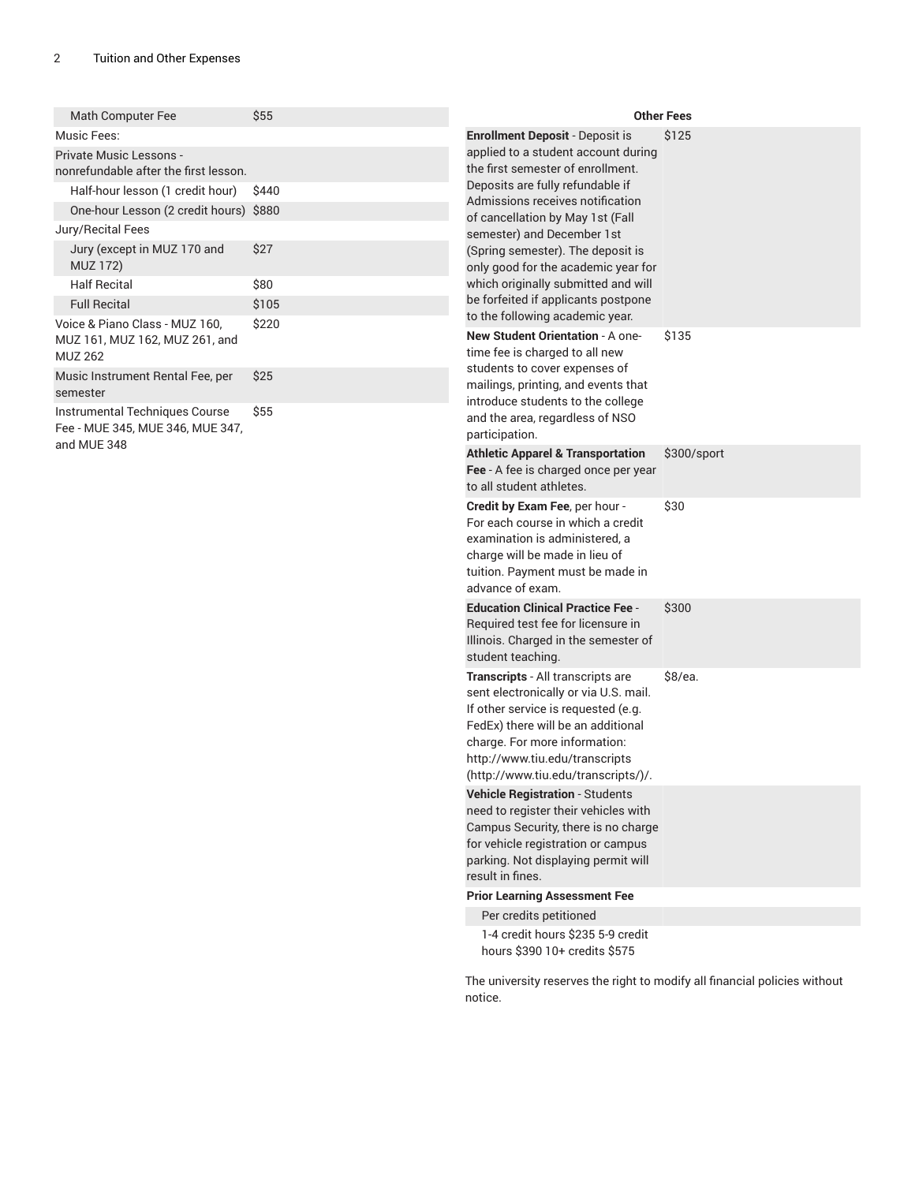| | |
|---|---|
| Math Computer Fee | $55 |
| Music Fees: | |
| Private Music Lessons - nonrefundable after the first lesson. | |
| Half-hour lesson (1 credit hour) | $440 |
| One-hour Lesson (2 credit hours) | $880 |
| Jury/Recital Fees | |
| Jury (except in MUZ 170 and MUZ 172) | $27 |
| Half Recital | $80 |
| Full Recital | $105 |
| Voice & Piano Class - MUZ 160, MUZ 161, MUZ 162, MUZ 261, and MUZ 262 | $220 |
| Music Instrument Rental Fee, per semester | $25 |
| Instrumental Techniques Course Fee - MUE 345, MUE 346, MUE 347, and MUE 348 | $55 |

| Other Fees | |
|---|---|
| **Enrollment Deposit** - Deposit is applied to a student account during the first semester of enrollment. Deposits are fully refundable if Admissions receives notification of cancellation by May 1st (Fall semester) and December 1st (Spring semester). The deposit is only good for the academic year for which originally submitted and will be forfeited if applicants postpone to the following academic year. | $125 |
| **New Student Orientation** - A one-time fee is charged to all new students to cover expenses of mailings, printing, and events that introduce students to the college and the area, regardless of NSO participation. | $135 |
| **Athletic Apparel & Transportation Fee** - A fee is charged once per year to all student athletes. | $300/sport |
| **Credit by Exam Fee**, per hour - For each course in which a credit examination is administered, a charge will be made in lieu of tuition. Payment must be made in advance of exam. | $30 |
| **Education Clinical Practice Fee** - Required test fee for licensure in Illinois. Charged in the semester of student teaching. | $300 |
| **Transcripts** - All transcripts are sent electronically or via U.S. mail. If other service is requested (e.g. FedEx) there will be an additional charge. For more information: http://www.tiu.edu/transcripts (http://www.tiu.edu/transcripts/)/. | $8/ea. |
| **Vehicle Registration** - Students need to register their vehicles with Campus Security, there is no charge for vehicle registration or campus parking. Not displaying permit will result in fines. | |
| **Prior Learning Assessment Fee** | |
| Per credits petitioned | |
| 1-4 credit hours $235 5-9 credit hours $390 10+ credits $575 | |

The university reserves the right to modify all financial policies without notice.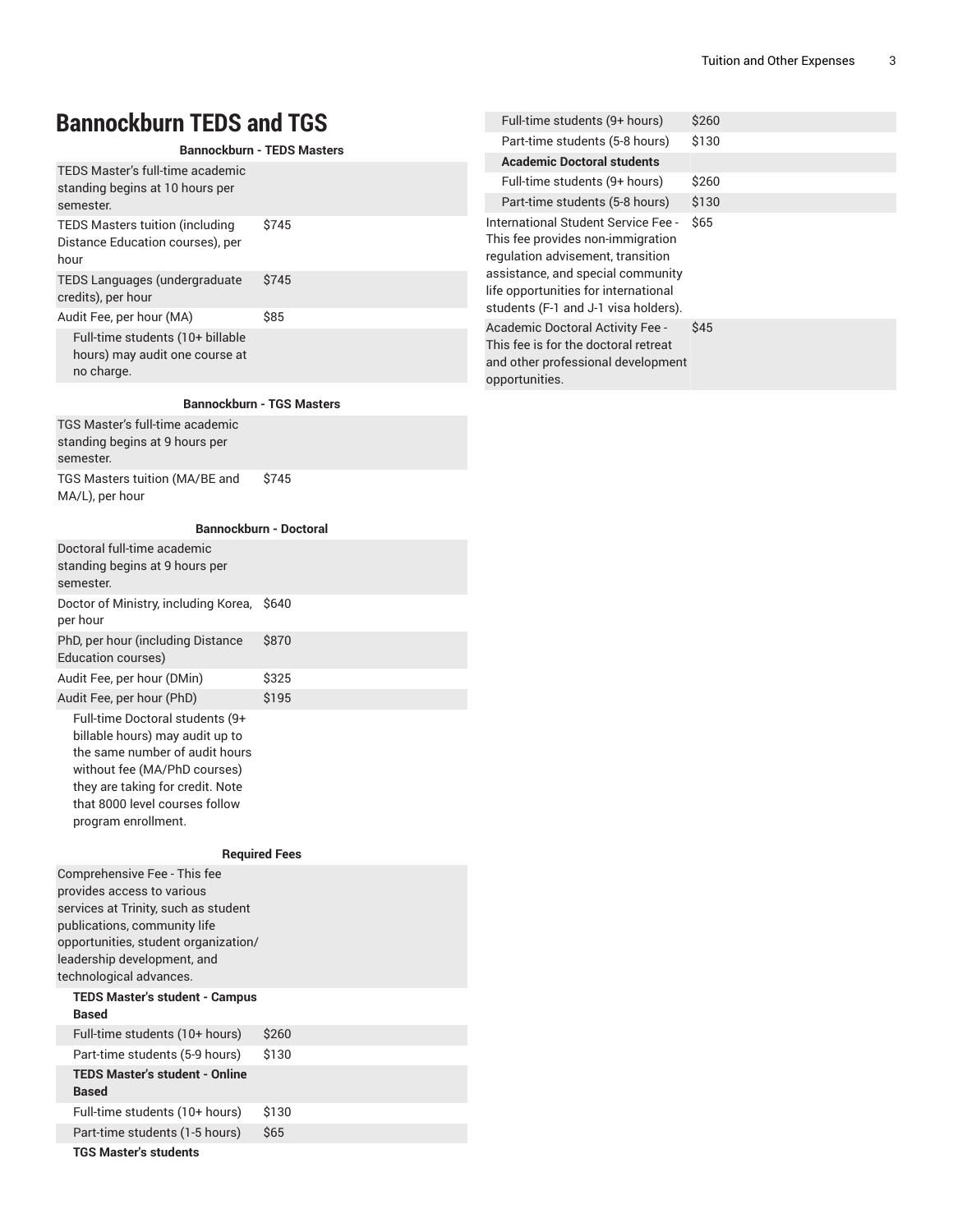# Bannockburn TEDS and TGS

**Bannockburn - TEDS Masters**

| | |
|---|---|
| TEDS Master's full-time academic standing begins at 10 hours per semester. | |
| TEDS Masters tuition (including Distance Education courses), per hour | $745 |
| TEDS Languages (undergraduate credits), per hour | $745 |
| Audit Fee, per hour (MA) | $85 |
| Full-time students (10+ billable hours) may audit one course at no charge. | |

**Bannockburn - TGS Masters**

| | |
|---|---|
| TGS Master's full-time academic standing begins at 9 hours per semester. | |
| TGS Masters tuition (MA/BE and MA/L), per hour | $745 |

**Bannockburn - Doctoral**

| | |
|---|---|
| Doctoral full-time academic standing begins at 9 hours per semester. | |
| Doctor of Ministry, including Korea, per hour | $640 |
| PhD, per hour (including Distance Education courses) | $870 |
| Audit Fee, per hour (DMin) | $325 |
| Audit Fee, per hour (PhD) | $195 |
| Full-time Doctoral students (9+ billable hours) may audit up to the same number of audit hours without fee (MA/PhD courses) they are taking for credit. Note that 8000 level courses follow program enrollment. | |

**Required Fees**

| | |
|---|---|
| Comprehensive Fee - This fee provides access to various services at Trinity, such as student publications, community life opportunities, student organization/leadership development, and technological advances. | |
| **TEDS Master's student - Campus Based** | |
| Full-time students (10+ hours) | $260 |
| Part-time students (5-9 hours) | $130 |
| **TEDS Master's student - Online Based** | |
| Full-time students (10+ hours) | $130 |
| Part-time students (1-5 hours) | $65 |
| **TGS Master's students** | |
| Full-time students (9+ hours) | $260 |
| Part-time students (5-8 hours) | $130 |
| **Academic Doctoral students** | |
| Full-time students (9+ hours) | $260 |
| Part-time students (5-8 hours) | $130 |
| International Student Service Fee - This fee provides non-immigration regulation advisement, transition assistance, and special community life opportunities for international students (F-1 and J-1 visa holders). | $65 |
| Academic Doctoral Activity Fee - This fee is for the doctoral retreat and other professional development opportunities. | $45 |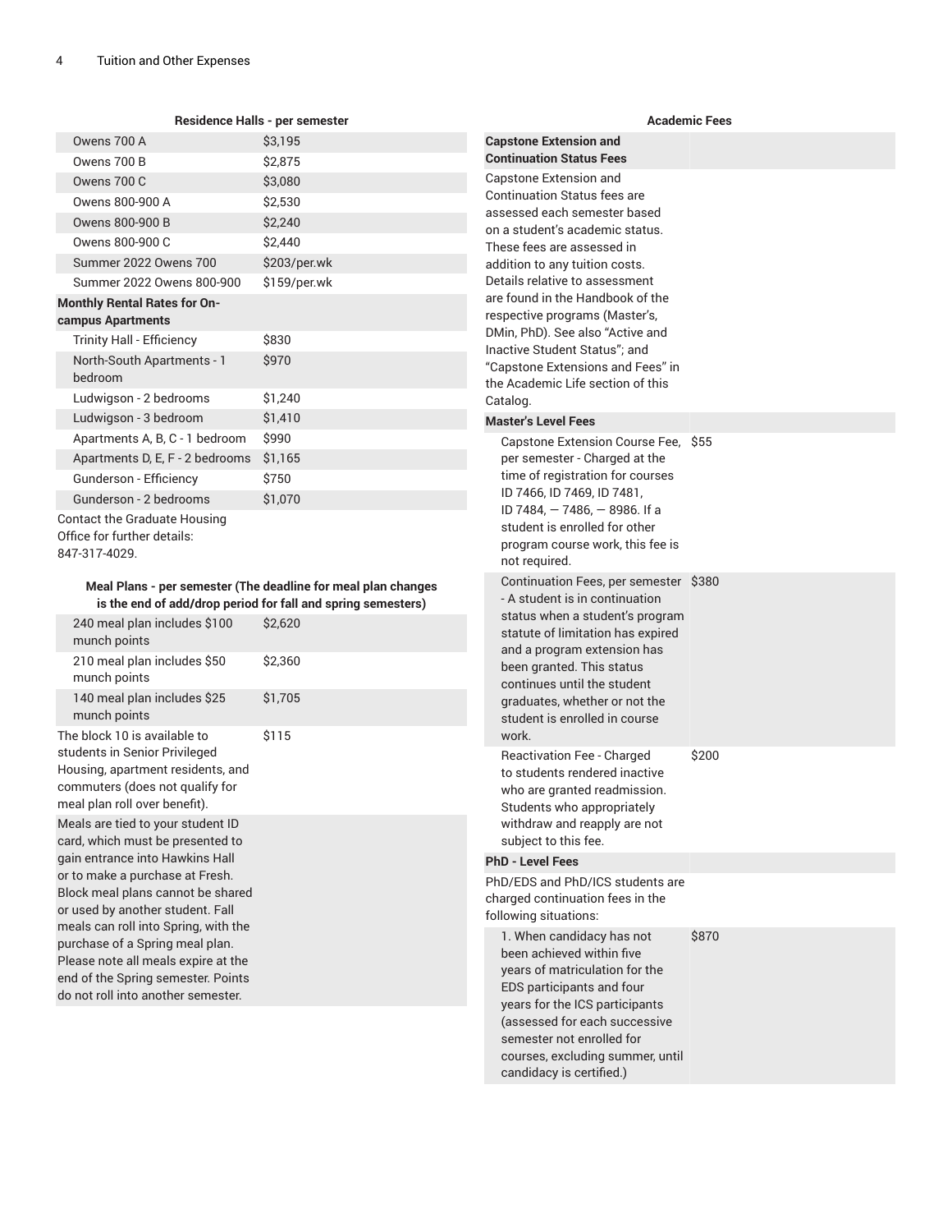**Residence Halls - per semester**

| | |
|---|---|
| Owens 700 A | $3,195 |
| Owens 700 B | $2,875 |
| Owens 700 C | $3,080 |
| Owens 800-900 A | $2,530 |
| Owens 800-900 B | $2,240 |
| Owens 800-900 C | $2,440 |
| Summer 2022 Owens 700 | $203/per.wk |
| Summer 2022 Owens 800-900 | $159/per.wk |
| **Monthly Rental Rates for On-campus Apartments** | |
| Trinity Hall - Efficiency | $830 |
| North-South Apartments - 1 bedroom | $970 |
| Ludwigson - 2 bedrooms | $1,240 |
| Ludwigson - 3 bedroom | $1,410 |
| Apartments A, B, C - 1 bedroom | $990 |
| Apartments D, E, F - 2 bedrooms | $1,165 |
| Gunderson - Efficiency | $750 |
| Gunderson - 2 bedrooms | $1,070 |
| Contact the Graduate Housing Office for further details: 847-317-4029. | |

**Meal Plans - per semester (The deadline for meal plan changes is the end of add/drop period for fall and spring semesters)**

| | |
|---|---|
| 240 meal plan includes $100 munch points | $2,620 |
| 210 meal plan includes $50 munch points | $2,360 |
| 140 meal plan includes $25 munch points | $1,705 |
| The block 10 is available to students in Senior Privileged Housing, apartment residents, and commuters (does not qualify for meal plan roll over benefit). | $115 |
| Meals are tied to your student ID card, which must be presented to gain entrance into Hawkins Hall or to make a purchase at Fresh. Block meal plans cannot be shared or used by another student. Fall meals can roll into Spring, with the purchase of a Spring meal plan. Please note all meals expire at the end of the Spring semester. Points do not roll into another semester. | |

**Academic Fees**

| | |
|---|---|
| **Capstone Extension and Continuation Status Fees** | |
| Capstone Extension and Continuation Status fees are assessed each semester based on a student's academic status. These fees are assessed in addition to any tuition costs. Details relative to assessment are found in the Handbook of the respective programs (Master's, DMin, PhD). See also "Active and Inactive Student Status"; and "Capstone Extensions and Fees" in the Academic Life section of this Catalog. | |
| **Master's Level Fees** | |
| Capstone Extension Course Fee, per semester - Charged at the time of registration for courses ID 7466, ID 7469, ID 7481, ID 7484, — 7486, — 8986. If a student is enrolled for other program course work, this fee is not required. | $55 |
| Continuation Fees, per semester - A student is in continuation status when a student's program statute of limitation has expired and a program extension has been granted. This status continues until the student graduates, whether or not the student is enrolled in course work. | $380 |
| Reactivation Fee - Charged to students rendered inactive who are granted readmission. Students who appropriately withdraw and reapply are not subject to this fee. | $200 |
| **PhD - Level Fees** | |
| PhD/EDS and PhD/ICS students are charged continuation fees in the following situations: | |
| 1. When candidacy has not been achieved within five years of matriculation for the EDS participants and four years for the ICS participants (assessed for each successive semester not enrolled for courses, excluding summer, until candidacy is certified.) | $870 |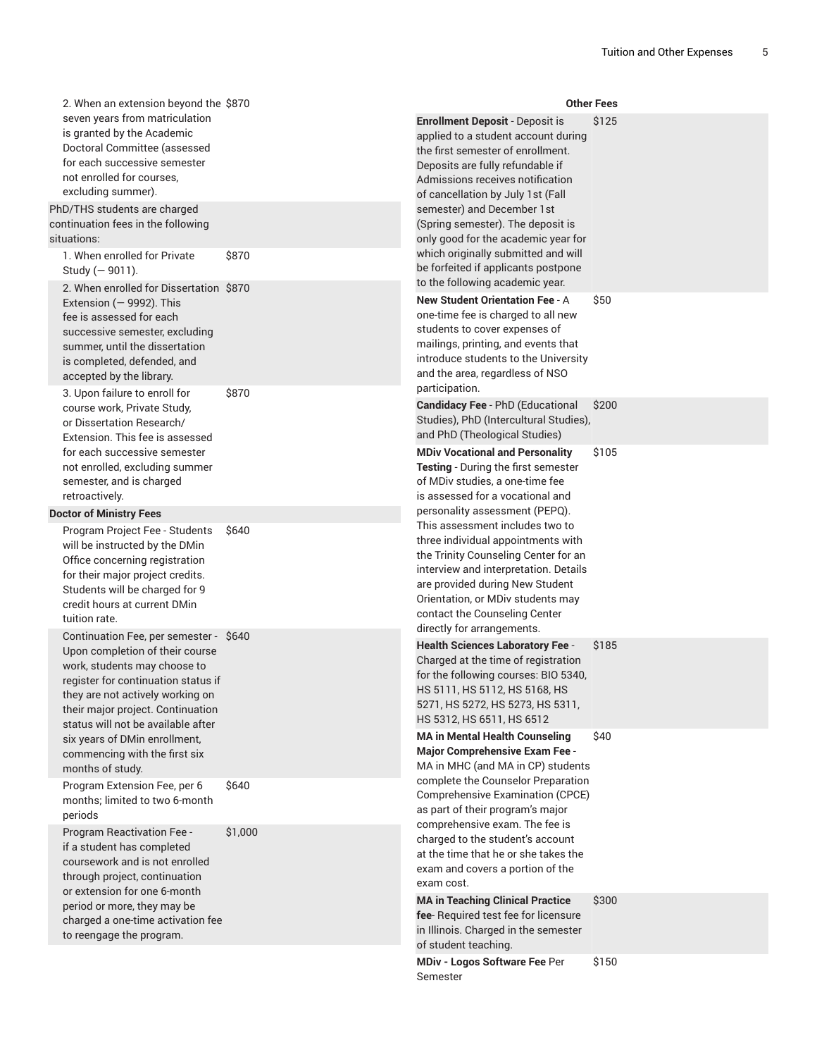| | |
|---|---|
| 2. When an extension beyond the seven years from matriculation is granted by the Academic Doctoral Committee (assessed for each successive semester not enrolled for courses, excluding summer). | $870 |
| PhD/THS students are charged continuation fees in the following situations: | |
| 1. When enrolled for Private Study (— 9011). | $870 |
| 2. When enrolled for Dissertation Extension (— 9992). This fee is assessed for each successive semester, excluding summer, until the dissertation is completed, defended, and accepted by the library. | $870 |
| 3. Upon failure to enroll for course work, Private Study, or Dissertation Research/Extension. This fee is assessed for each successive semester not enrolled, excluding summer semester, and is charged retroactively. | $870 |
| **Doctor of Ministry Fees** | |
| Program Project Fee - Students will be instructed by the DMin Office concerning registration for their major project credits. Students will be charged for 9 credit hours at current DMin tuition rate. | $640 |
| Continuation Fee, per semester - Upon completion of their course work, students may choose to register for continuation status if they are not actively working on their major project. Continuation status will not be available after six years of DMin enrollment, commencing with the first six months of study. | $640 |
| Program Extension Fee, per 6 months; limited to two 6-month periods | $640 |
| Program Reactivation Fee - if a student has completed coursework and is not enrolled through project, continuation or extension for one 6-month period or more, they may be charged a one-time activation fee to reengage the program. | $1,000 |

| Other Fees | |
|---|---|
| **Enrollment Deposit** - Deposit is applied to a student account during the first semester of enrollment. Deposits are fully refundable if Admissions receives notification of cancellation by July 1st (Fall semester) and December 1st (Spring semester). The deposit is only good for the academic year for which originally submitted and will be forfeited if applicants postpone to the following academic year. | $125 |
| **New Student Orientation Fee** - A one-time fee is charged to all new students to cover expenses of mailings, printing, and events that introduce students to the University and the area, regardless of NSO participation. | $50 |
| **Candidacy Fee** - PhD (Educational Studies), PhD (Intercultural Studies), and PhD (Theological Studies) | $200 |
| **MDiv Vocational and Personality Testing** - During the first semester of MDiv studies, a one-time fee is assessed for a vocational and personality assessment (PEPQ). This assessment includes two to three individual appointments with the Trinity Counseling Center for an interview and interpretation. Details are provided during New Student Orientation, or MDiv students may contact the Counseling Center directly for arrangements. | $105 |
| **Health Sciences Laboratory Fee** - Charged at the time of registration for the following courses: BIO 5340, HS 5111, HS 5112, HS 5168, HS 5271, HS 5272, HS 5273, HS 5311, HS 5312, HS 6511, HS 6512 | $185 |
| **MA in Mental Health Counseling Major Comprehensive Exam Fee** - MA in MHC (and MA in CP) students complete the Counselor Preparation Comprehensive Examination (CPCE) as part of their program's major comprehensive exam. The fee is charged to the student's account at the time that he or she takes the exam and covers a portion of the exam cost. | $40 |
| **MA in Teaching Clinical Practice fee**- Required test fee for licensure in Illinois. Charged in the semester of student teaching. | $300 |
| **MDiv - Logos Software Fee** Per Semester | $150 |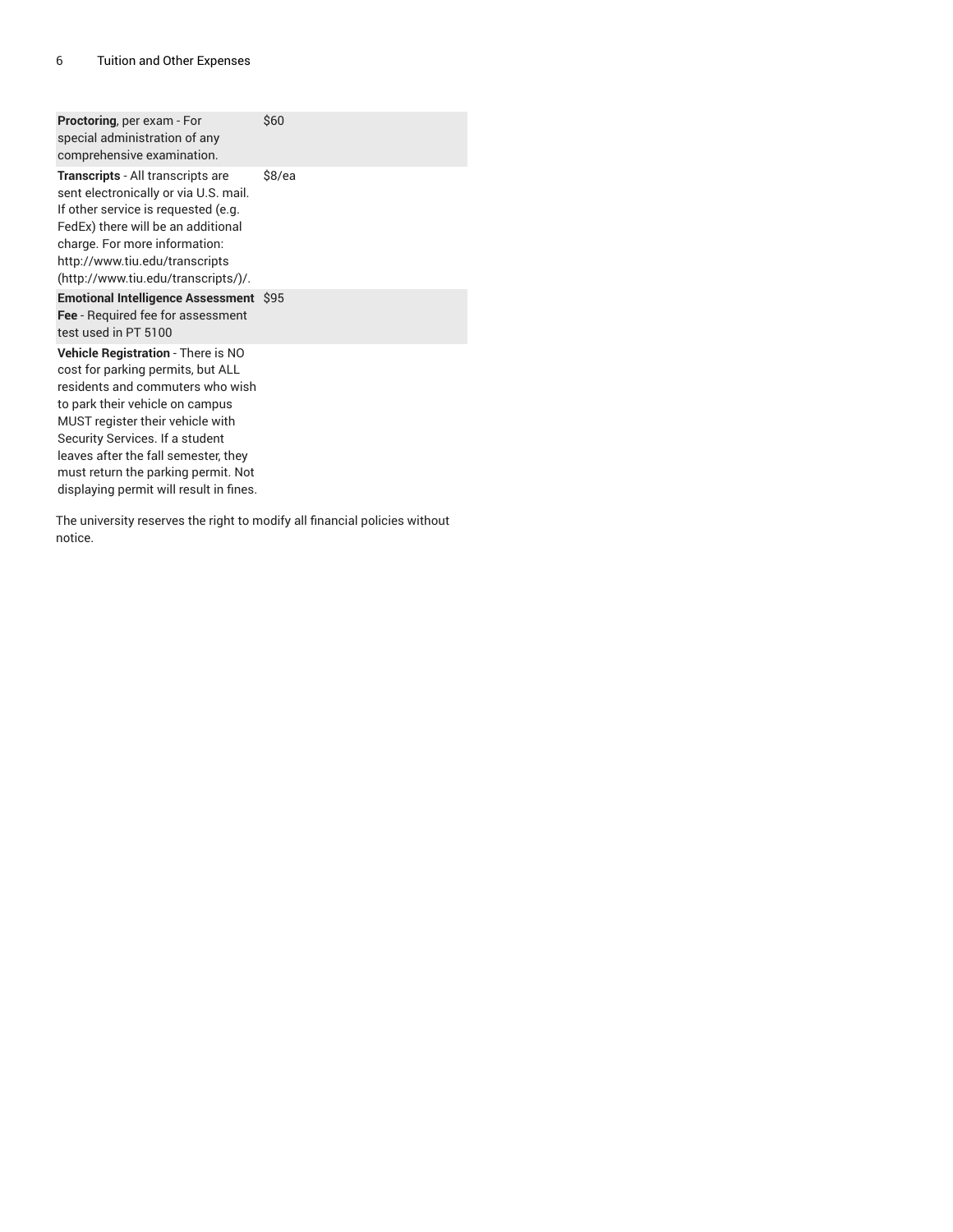| | |
|---|---|
| **Proctoring**, per exam - For special administration of any comprehensive examination. | $60 |
| **Transcripts** - All transcripts are sent electronically or via U.S. mail. If other service is requested (e.g. FedEx) there will be an additional charge. For more information: http://www.tiu.edu/transcripts (http://www.tiu.edu/transcripts/)/. | $8/ea |
| **Emotional Intelligence Assessment Fee** - Required fee for assessment test used in PT 5100 | $95 |
| **Vehicle Registration** - There is NO cost for parking permits, but ALL residents and commuters who wish to park their vehicle on campus MUST register their vehicle with Security Services. If a student leaves after the fall semester, they must return the parking permit. Not displaying permit will result in fines. | |

The university reserves the right to modify all financial policies without notice.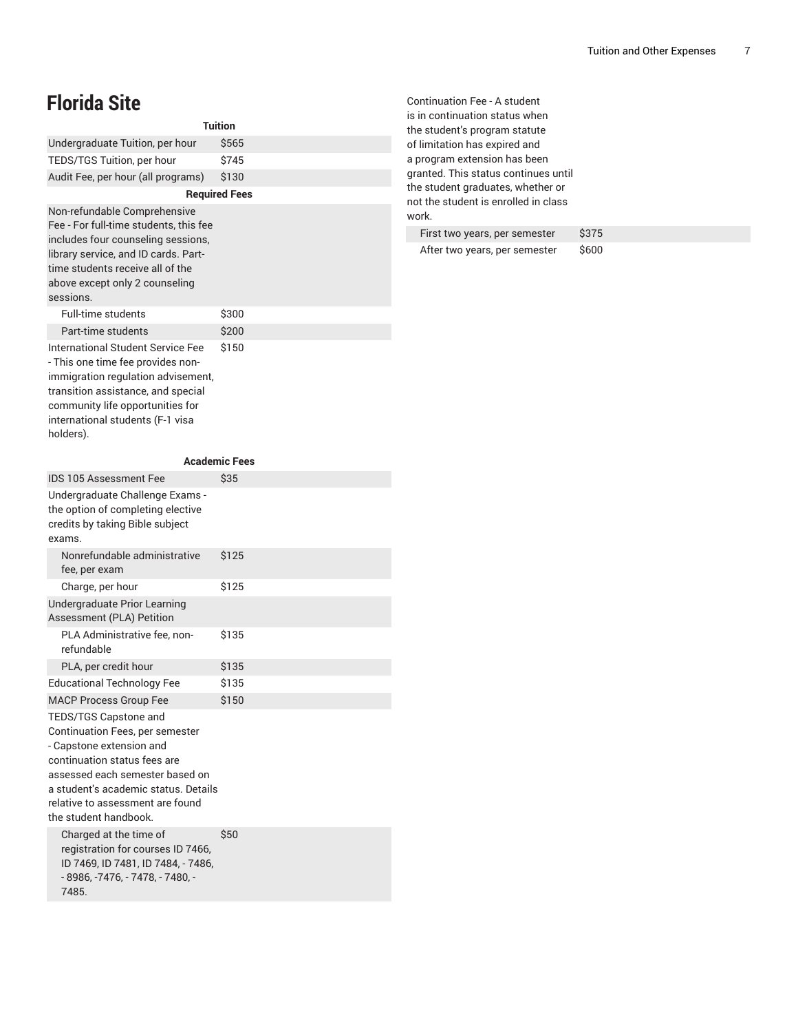# Florida Site

| Tuition | |
|---|---|
| Undergraduate Tuition, per hour | $565 |
| TEDS/TGS Tuition, per hour | $745 |
| Audit Fee, per hour (all programs) | $130 |
| **Required Fees** | |
| Non-refundable Comprehensive Fee - For full-time students, this fee includes four counseling sessions, library service, and ID cards. Part-time students receive all of the above except only 2 counseling sessions. | |
| Full-time students | $300 |
| Part-time students | $200 |
| International Student Service Fee - This one time fee provides non-immigration regulation advisement, transition assistance, and special community life opportunities for international students (F-1 visa holders). | $150 |

| Academic Fees | |
|---|---|
| IDS 105 Assessment Fee | $35 |
| Undergraduate Challenge Exams - the option of completing elective credits by taking Bible subject exams. | |
| Nonrefundable administrative fee, per exam | $125 |
| Charge, per hour | $125 |
| Undergraduate Prior Learning Assessment (PLA) Petition | |
| PLA Administrative fee, non-refundable | $135 |
| PLA, per credit hour | $135 |
| Educational Technology Fee | $135 |
| MACP Process Group Fee | $150 |
| TEDS/TGS Capstone and Continuation Fees, per semester - Capstone extension and continuation status fees are assessed each semester based on a student's academic status. Details relative to assessment are found the student handbook. | |
| Charged at the time of registration for courses ID 7466, ID 7469, ID 7481, ID 7484, - 7486, - 8986, -7476, - 7478, - 7480, - 7485. | $50 |
| Continuation Fee - A student is in continuation status when the student's program statute of limitation has expired and a program extension has been granted. This status continues until the student graduates, whether or not the student is enrolled in class work. | |
| First two years, per semester | $375 |
| After two years, per semester | $600 |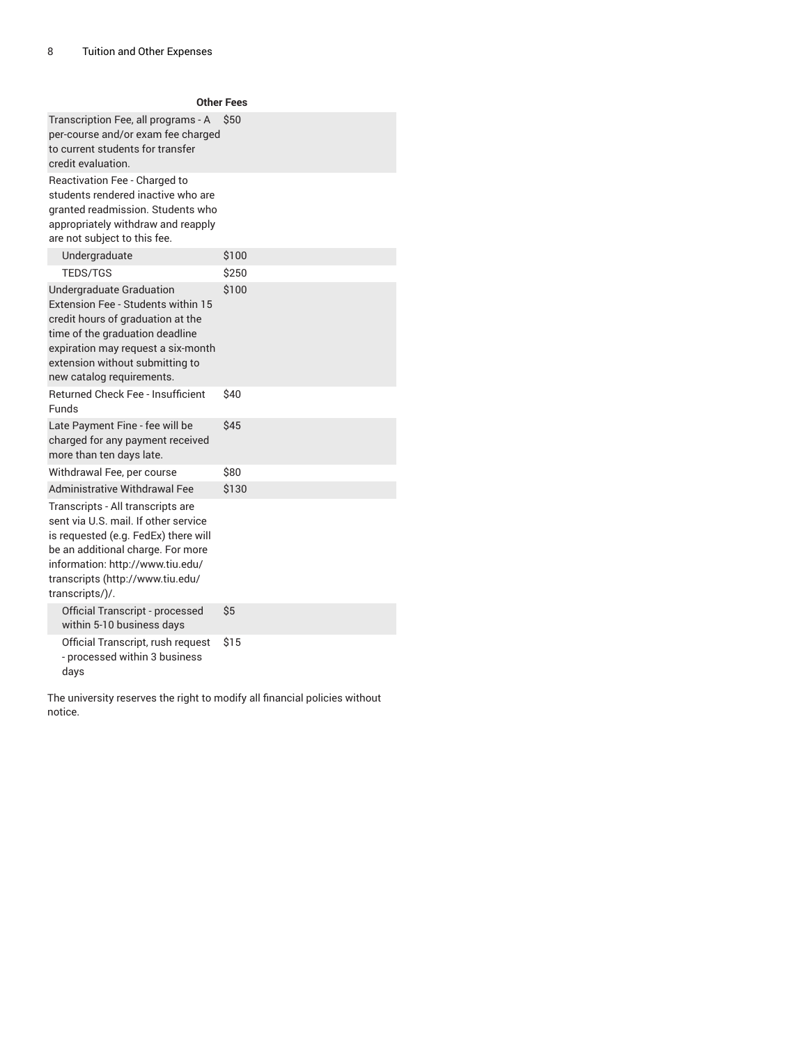| Other Fees | |
|---|---|
| Transcription Fee, all programs - A per-course and/or exam fee charged to current students for transfer credit evaluation. | $50 |
| Reactivation Fee - Charged to students rendered inactive who are granted readmission. Students who appropriately withdraw and reapply are not subject to this fee. | |
| Undergraduate | $100 |
| TEDS/TGS | $250 |
| Undergraduate Graduation Extension Fee - Students within 15 credit hours of graduation at the time of the graduation deadline expiration may request a six-month extension without submitting to new catalog requirements. | $100 |
| Returned Check Fee - Insufficient Funds | $40 |
| Late Payment Fine - fee will be charged for any payment received more than ten days late. | $45 |
| Withdrawal Fee, per course | $80 |
| Administrative Withdrawal Fee | $130 |
| Transcripts - All transcripts are sent via U.S. mail. If other service is requested (e.g. FedEx) there will be an additional charge. For more information: http://www.tiu.edu/transcripts (http://www.tiu.edu/transcripts/)/. | |
| Official Transcript - processed within 5-10 business days | $5 |
| Official Transcript, rush request - processed within 3 business days | $15 |

The university reserves the right to modify all financial policies without notice.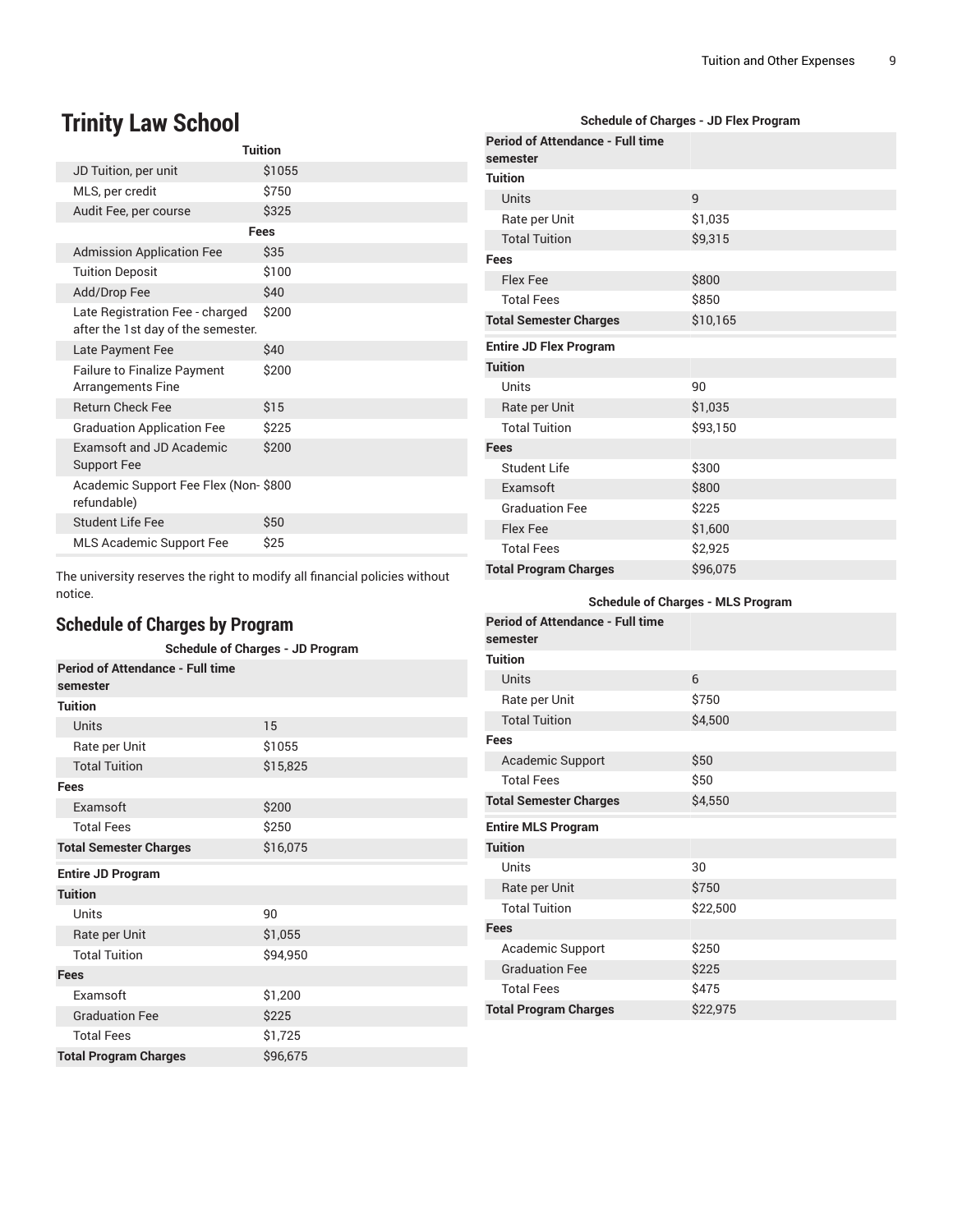# Trinity Law School

| Tuition | |
|---|---|
| JD Tuition, per unit | $1055 |
| MLS, per credit | $750 |
| Audit Fee, per course | $325 |
| **Fees** | |
| Admission Application Fee | $35 |
| Tuition Deposit | $100 |
| Add/Drop Fee | $40 |
| Late Registration Fee - charged after the 1st day of the semester. | $200 |
| Late Payment Fee | $40 |
| Failure to Finalize Payment Arrangements Fine | $200 |
| Return Check Fee | $15 |
| Graduation Application Fee | $225 |
| Examsoft and JD Academic Support Fee | $200 |
| Academic Support Fee Flex (Non-refundable) | $800 |
| Student Life Fee | $50 |
| MLS Academic Support Fee | $25 |

The university reserves the right to modify all financial policies without notice.

## Schedule of Charges by Program

**Schedule of Charges - JD Program**

| Period of Attendance - Full time semester | |
|---|---|
| **Tuition** | |
| Units | 15 |
| Rate per Unit | $1055 |
| Total Tuition | $15,825 |
| **Fees** | |
| Examsoft | $200 |
| Total Fees | $250 |
| **Total Semester Charges** | $16,075 |
| **Entire JD Program** | |
| **Tuition** | |
| Units | 90 |
| Rate per Unit | $1,055 |
| Total Tuition | $94,950 |
| **Fees** | |
| Examsoft | $1,200 |
| Graduation Fee | $225 |
| Total Fees | $1,725 |
| **Total Program Charges** | $96,675 |

**Schedule of Charges - JD Flex Program**

| Period of Attendance - Full time semester | |
|---|---|
| **Tuition** | |
| Units | 9 |
| Rate per Unit | $1,035 |
| Total Tuition | $9,315 |
| **Fees** | |
| Flex Fee | $800 |
| Total Fees | $850 |
| **Total Semester Charges** | $10,165 |
| **Entire JD Flex Program** | |
| **Tuition** | |
| Units | 90 |
| Rate per Unit | $1,035 |
| Total Tuition | $93,150 |
| **Fees** | |
| Student Life | $300 |
| Examsoft | $800 |
| Graduation Fee | $225 |
| Flex Fee | $1,600 |
| Total Fees | $2,925 |
| **Total Program Charges** | $96,075 |

**Schedule of Charges - MLS Program**

| Period of Attendance - Full time semester | |
|---|---|
| **Tuition** | |
| Units | 6 |
| Rate per Unit | $750 |
| Total Tuition | $4,500 |
| **Fees** | |
| Academic Support | $50 |
| Total Fees | $50 |
| **Total Semester Charges** | $4,550 |
| **Entire MLS Program** | |
| **Tuition** | |
| Units | 30 |
| Rate per Unit | $750 |
| Total Tuition | $22,500 |
| **Fees** | |
| Academic Support | $250 |
| Graduation Fee | $225 |
| Total Fees | $475 |
| **Total Program Charges** | $22,975 |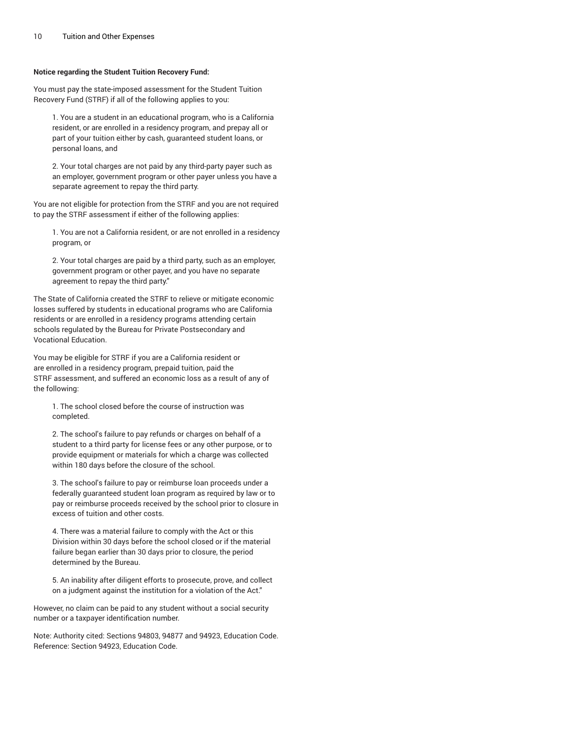**Notice regarding the Student Tuition Recovery Fund:**

You must pay the state-imposed assessment for the Student Tuition Recovery Fund (STRF) if all of the following applies to you:

> 1. You are a student in an educational program, who is a California resident, or are enrolled in a residency program, and prepay all or part of your tuition either by cash, guaranteed student loans, or personal loans, and
>
> 2. Your total charges are not paid by any third-party payer such as an employer, government program or other payer unless you have a separate agreement to repay the third party.

You are not eligible for protection from the STRF and you are not required to pay the STRF assessment if either of the following applies:

> 1. You are not a California resident, or are not enrolled in a residency program, or
>
> 2. Your total charges are paid by a third party, such as an employer, government program or other payer, and you have no separate agreement to repay the third party."

The State of California created the STRF to relieve or mitigate economic losses suffered by students in educational programs who are California residents or are enrolled in a residency programs attending certain schools regulated by the Bureau for Private Postsecondary and Vocational Education.

You may be eligible for STRF if you are a California resident or are enrolled in a residency program, prepaid tuition, paid the STRF assessment, and suffered an economic loss as a result of any of the following:

> 1. The school closed before the course of instruction was completed.
>
> 2. The school's failure to pay refunds or charges on behalf of a student to a third party for license fees or any other purpose, or to provide equipment or materials for which a charge was collected within 180 days before the closure of the school.
>
> 3. The school's failure to pay or reimburse loan proceeds under a federally guaranteed student loan program as required by law or to pay or reimburse proceeds received by the school prior to closure in excess of tuition and other costs.
>
> 4. There was a material failure to comply with the Act or this Division within 30 days before the school closed or if the material failure began earlier than 30 days prior to closure, the period determined by the Bureau.
>
> 5. An inability after diligent efforts to prosecute, prove, and collect on a judgment against the institution for a violation of the Act."

However, no claim can be paid to any student without a social security number or a taxpayer identification number.

Note: Authority cited: Sections 94803, 94877 and 94923, Education Code. Reference: Section 94923, Education Code.